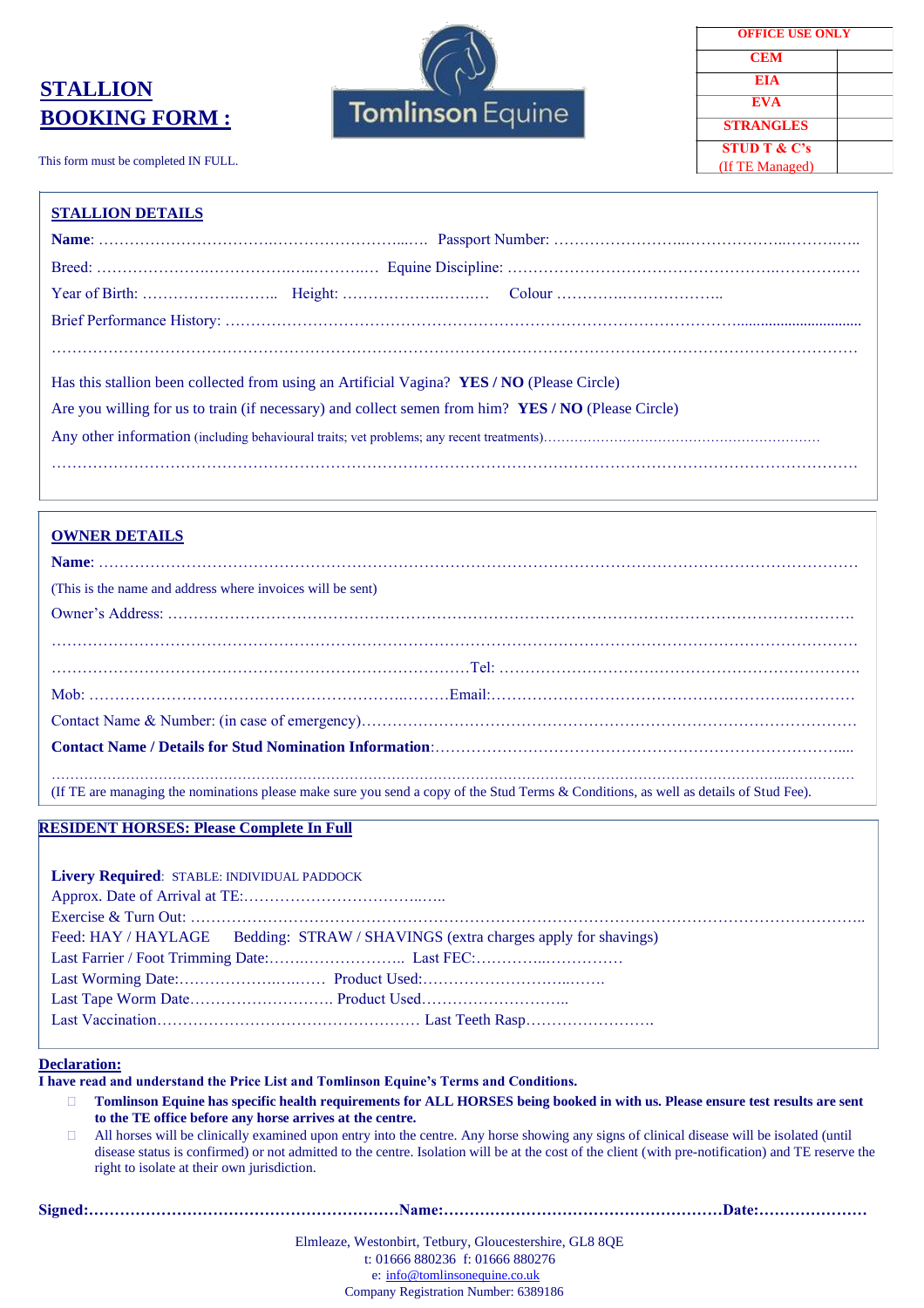# STALLION BOOKING FORM :

This form must be completed IN FULL.

Tomlinson Equine

| OFFICE USE ONLY | |
|---|---|
| CEM | |
| EIA | |
| EVA | |
| STRANGLES | |
| STUD T & C's (If TE Managed) | |

## STALLION DETAILS

**Name**: ……………………………………………………… Passport Number: ……………………………………………

Breed: ……………………………………………… Equine Discipline: ……………………………………………………

Year of Birth: …………………… Height: …………………… Colour …………………………

Brief Performance History: ……………………………………………………………………………………………

……………………………………………………………………………………………………………………

Has this stallion been collected from using an Artificial Vagina? **YES / NO** (Please Circle)

Are you willing for us to train (if necessary) and collect semen from him? **YES / NO** (Please Circle)

Any other information (including behavioural traits; vet problems; any recent treatments)……………………………

……………………………………………………………………………………………………………………

## OWNER DETAILS

**Name**: ……………………………………………………………………………………………………………

(This is the name and address where invoices will be sent)

Owner's Address: …………………………………………………………………………………………………

……………………………………………………………………………………………………………………

……………………………………………………………Tel: ………………………………………………………

Mob: ……………………………………………………Email:……………………………………………………

Contact Name & Number: (in case of emergency)……………………………………………………………

**Contact Name / Details for Stud Nomination Information**:……………………………………………………

……………………………………………………………………………………………………………………

(If TE are managing the nominations please make sure you send a copy of the Stud Terms & Conditions, as well as details of Stud Fee).

## RESIDENT HORSES: Please Complete In Full

**Livery Required**: STABLE: INDIVIDUAL PADDOCK

Approx. Date of Arrival at TE:………………………………

Exercise & Turn Out: ……………………………………………………………………………………………

Feed: HAY / HAYLAGE Bedding: STRAW / SHAVINGS (extra charges apply for shavings)

Last Farrier / Foot Trimming Date:…………………… Last FEC:…………………………

Last Worming Date:…………………… Product Used:……………………………

Last Tape Worm Date…………………… Product Used……………………………

Last Vaccination………………………………………… Last Teeth Rasp……………………

## Declaration:

**I have read and understand the Price List and Tomlinson Equine's Terms and Conditions.**

- **Tomlinson Equine has specific health requirements for ALL HORSES being booked in with us. Please ensure test results are sent to the TE office before any horse arrives at the centre.**
- All horses will be clinically examined upon entry into the centre. Any horse showing any signs of clinical disease will be isolated (until disease status is confirmed) or not admitted to the centre. Isolation will be at the cost of the client (with pre-notification) and TE reserve the right to isolate at their own jurisdiction.

**Signed:……………………………………Name:……………………………………Date:…………………**

Elmleaze, Westonbirt, Tetbury, Gloucestershire, GL8 8QE
t: 01666 880236 f: 01666 880276
e: info@tomlinsonequine.co.uk
Company Registration Number: 6389186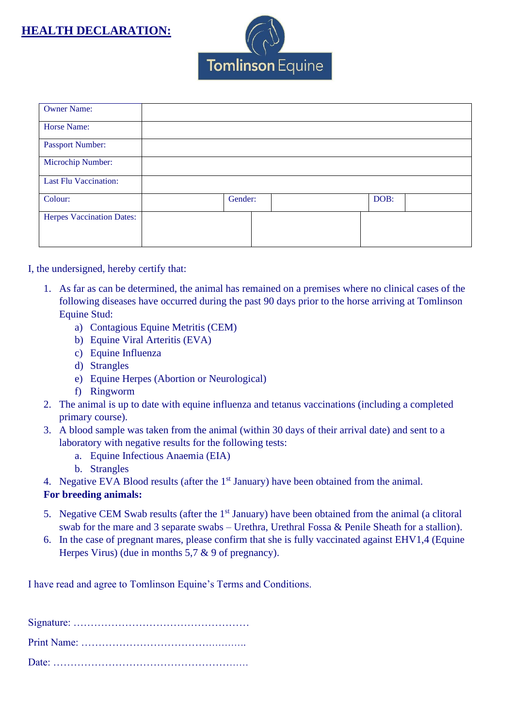# HEALTH DECLARATION:

Tomlinson Equine

| | | | | | |
|---|---|---|---|---|---|
| Owner Name: | | | | | |
| Horse Name: | | | | | |
| Passport Number: | | | | | |
| Microchip Number: | | | | | |
| Last Flu Vaccination: | | | | | |
| Colour: | | Gender: | | DOB: | |
| Herpes Vaccination Dates: | | | | | |

I, the undersigned, hereby certify that:

1. As far as can be determined, the animal has remained on a premises where no clinical cases of the following diseases have occurred during the past 90 days prior to the horse arriving at Tomlinson Equine Stud:
   a) Contagious Equine Metritis (CEM)
   b) Equine Viral Arteritis (EVA)
   c) Equine Influenza
   d) Strangles
   e) Equine Herpes (Abortion or Neurological)
   f) Ringworm
2. The animal is up to date with equine influenza and tetanus vaccinations (including a completed primary course).
3. A blood sample was taken from the animal (within 30 days of their arrival date) and sent to a laboratory with negative results for the following tests:
   a. Equine Infectious Anaemia (EIA)
   b. Strangles
4. Negative EVA Blood results (after the 1st January) have been obtained from the animal.

**For breeding animals:**

5. Negative CEM Swab results (after the 1st January) have been obtained from the animal (a clitoral swab for the mare and 3 separate swabs – Urethra, Urethral Fossa & Penile Sheath for a stallion).
6. In the case of pregnant mares, please confirm that she is fully vaccinated against EHV1,4 (Equine Herpes Virus) (due in months 5,7 & 9 of pregnancy).

I have read and agree to Tomlinson Equine's Terms and Conditions.

Signature: ……………………………………………

Print Name: ……………………………………….….

Date: …………………………………………………